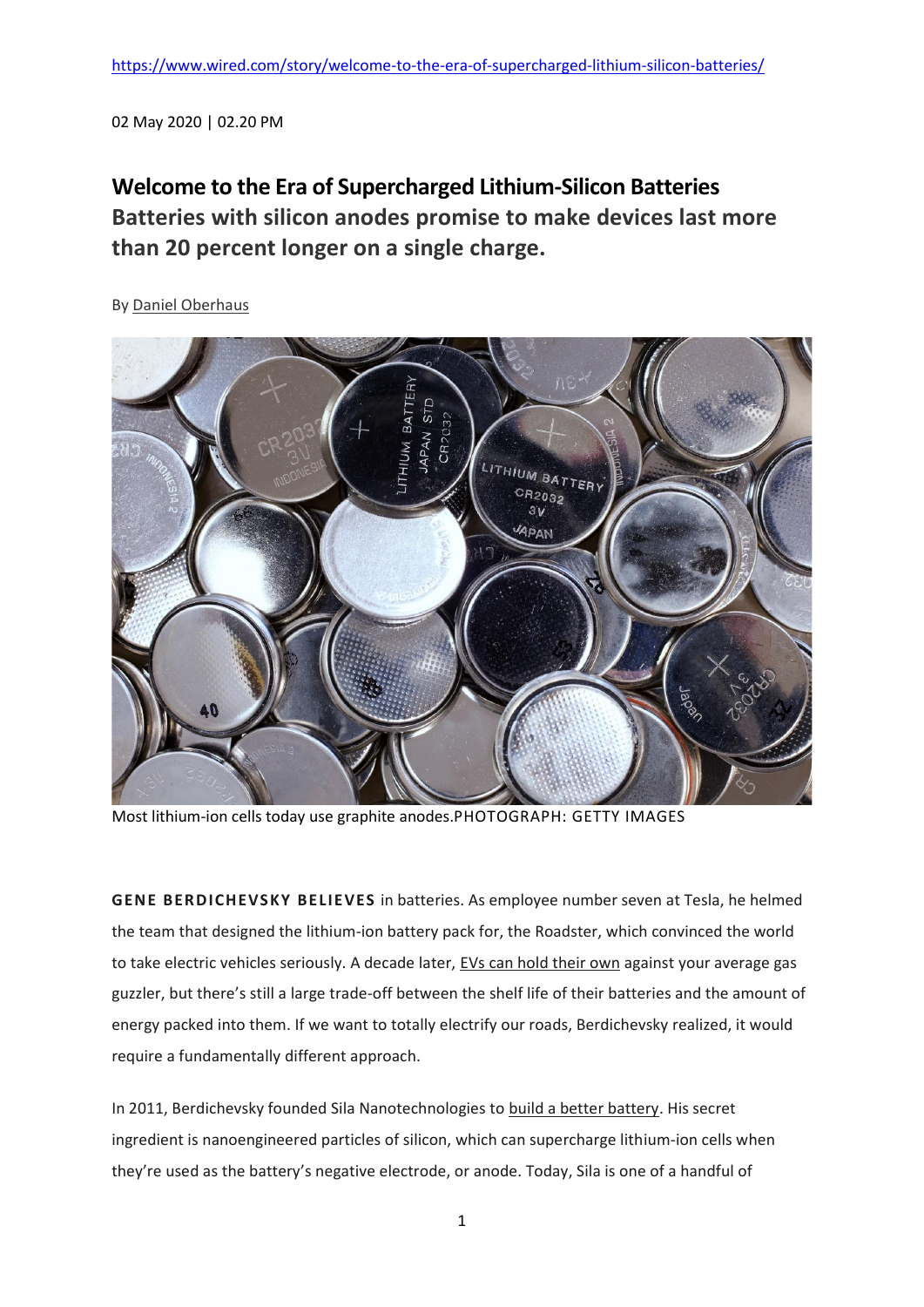https://www.wired.com/story/welcome-to-the-era-of-supercharged-lithium-silicon-batteries/

02 May 2020 | 02.20 PM

# Welcome to the Era of Supercharged Lithium-Silicon Batteries

## Batteries with silicon anodes promise to make devices last more than 20 percent longer on a single charge.

By Daniel Oberhaus

Most lithium-ion cells today use graphite anodes.PHOTOGRAPH: GETTY IMAGES

**GENE BERDICHEVSKY BELIEVES** in batteries. As employee number seven at Tesla, he helmed the team that designed the lithium-ion battery pack for, the Roadster, which convinced the world to take electric vehicles seriously. A decade later, EVs can hold their own against your average gas guzzler, but there's still a large trade-off between the shelf life of their batteries and the amount of energy packed into them. If we want to totally electrify our roads, Berdichevsky realized, it would require a fundamentally different approach.

In 2011, Berdichevsky founded Sila Nanotechnologies to build a better battery. His secret ingredient is nanoengineered particles of silicon, which can supercharge lithium-ion cells when they're used as the battery's negative electrode, or anode. Today, Sila is one of a handful of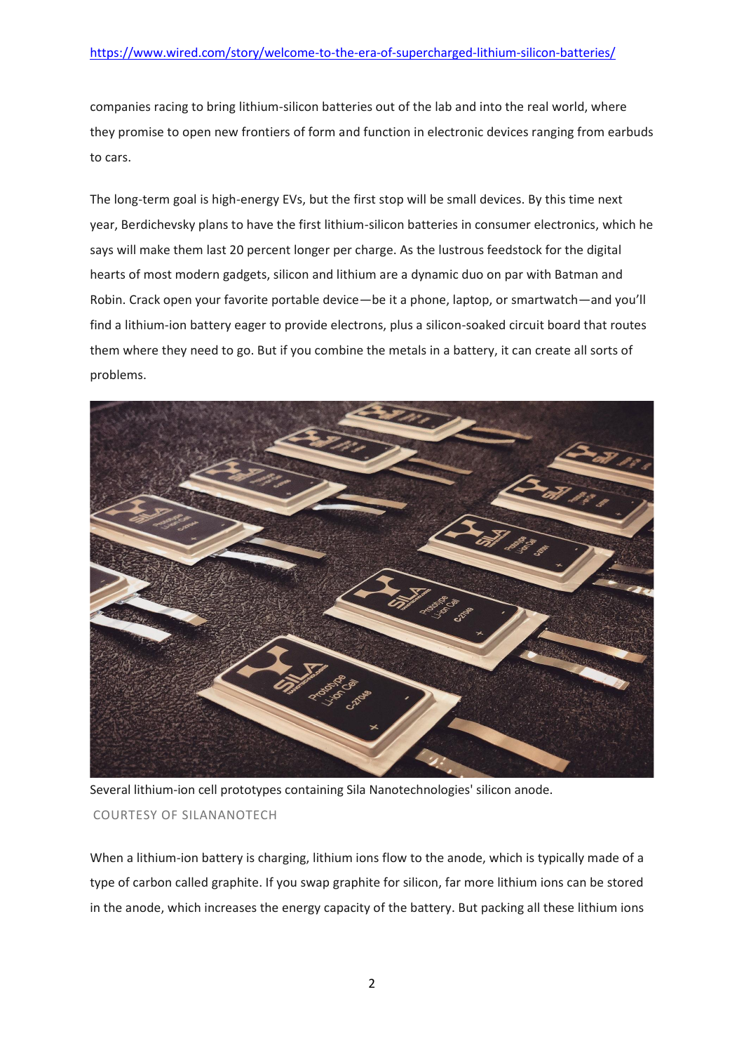https://www.wired.com/story/welcome-to-the-era-of-supercharged-lithium-silicon-batteries/

companies racing to bring lithium-silicon batteries out of the lab and into the real world, where they promise to open new frontiers of form and function in electronic devices ranging from earbuds to cars.

The long-term goal is high-energy EVs, but the first stop will be small devices. By this time next year, Berdichevsky plans to have the first lithium-silicon batteries in consumer electronics, which he says will make them last 20 percent longer per charge. As the lustrous feedstock for the digital hearts of most modern gadgets, silicon and lithium are a dynamic duo on par with Batman and Robin. Crack open your favorite portable device—be it a phone, laptop, or smartwatch—and you'll find a lithium-ion battery eager to provide electrons, plus a silicon-soaked circuit board that routes them where they need to go. But if you combine the metals in a battery, it can create all sorts of problems.

Several lithium-ion cell prototypes containing Sila Nanotechnologies' silicon anode.

COURTESY OF SILANANOTECH

When a lithium-ion battery is charging, lithium ions flow to the anode, which is typically made of a type of carbon called graphite. If you swap graphite for silicon, far more lithium ions can be stored in the anode, which increases the energy capacity of the battery. But packing all these lithium ions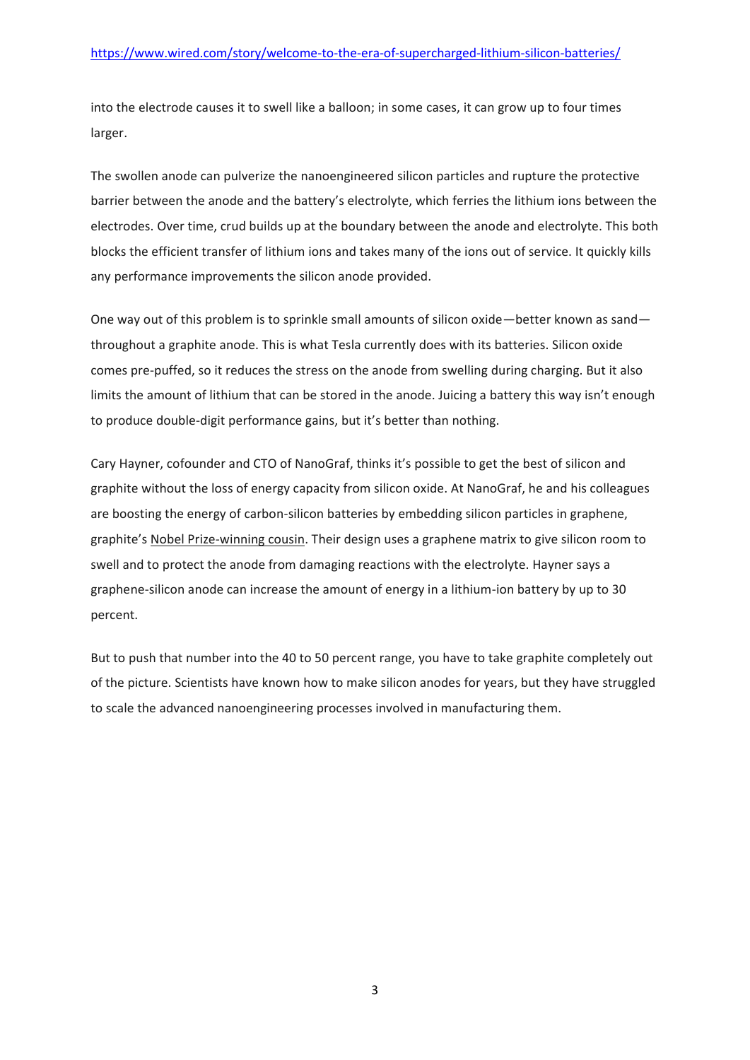into the electrode causes it to swell like a balloon; in some cases, it can grow up to four times larger.

The swollen anode can pulverize the nanoengineered silicon particles and rupture the protective barrier between the anode and the battery's electrolyte, which ferries the lithium ions between the electrodes. Over time, crud builds up at the boundary between the anode and electrolyte. This both blocks the efficient transfer of lithium ions and takes many of the ions out of service. It quickly kills any performance improvements the silicon anode provided.

One way out of this problem is to sprinkle small amounts of silicon oxide—better known as sand—throughout a graphite anode. This is what Tesla currently does with its batteries. Silicon oxide comes pre-puffed, so it reduces the stress on the anode from swelling during charging. But it also limits the amount of lithium that can be stored in the anode. Juicing a battery this way isn't enough to produce double-digit performance gains, but it's better than nothing.

Cary Hayner, cofounder and CTO of NanoGraf, thinks it's possible to get the best of silicon and graphite without the loss of energy capacity from silicon oxide. At NanoGraf, he and his colleagues are boosting the energy of carbon-silicon batteries by embedding silicon particles in graphene, graphite's Nobel Prize-winning cousin. Their design uses a graphene matrix to give silicon room to swell and to protect the anode from damaging reactions with the electrolyte. Hayner says a graphene-silicon anode can increase the amount of energy in a lithium-ion battery by up to 30 percent.

But to push that number into the 40 to 50 percent range, you have to take graphite completely out of the picture. Scientists have known how to make silicon anodes for years, but they have struggled to scale the advanced nanoengineering processes involved in manufacturing them.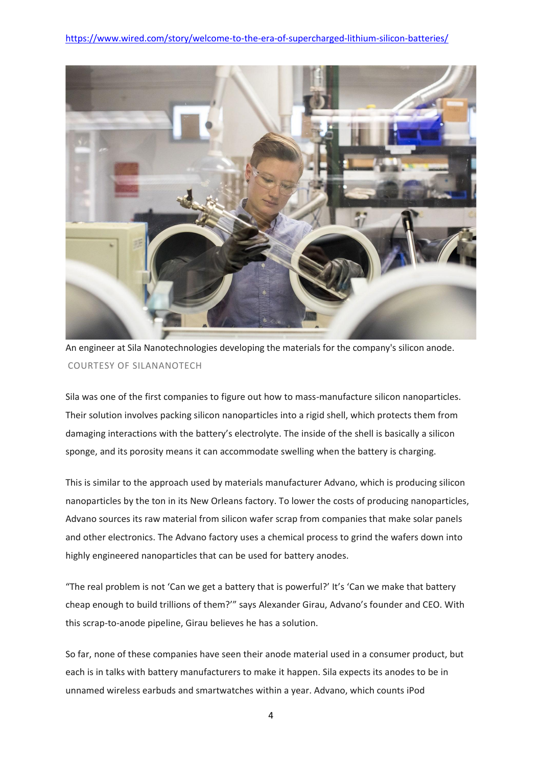https://www.wired.com/story/welcome-to-the-era-of-supercharged-lithium-silicon-batteries/

An engineer at Sila Nanotechnologies developing the materials for the company's silicon anode.
COURTESY OF SILANANOTECH

Sila was one of the first companies to figure out how to mass-manufacture silicon nanoparticles. Their solution involves packing silicon nanoparticles into a rigid shell, which protects them from damaging interactions with the battery's electrolyte. The inside of the shell is basically a silicon sponge, and its porosity means it can accommodate swelling when the battery is charging.

This is similar to the approach used by materials manufacturer Advano, which is producing silicon nanoparticles by the ton in its New Orleans factory. To lower the costs of producing nanoparticles, Advano sources its raw material from silicon wafer scrap from companies that make solar panels and other electronics. The Advano factory uses a chemical process to grind the wafers down into highly engineered nanoparticles that can be used for battery anodes.

"The real problem is not 'Can we get a battery that is powerful?' It's 'Can we make that battery cheap enough to build trillions of them?'" says Alexander Girau, Advano's founder and CEO. With this scrap-to-anode pipeline, Girau believes he has a solution.

So far, none of these companies have seen their anode material used in a consumer product, but each is in talks with battery manufacturers to make it happen. Sila expects its anodes to be in unnamed wireless earbuds and smartwatches within a year. Advano, which counts iPod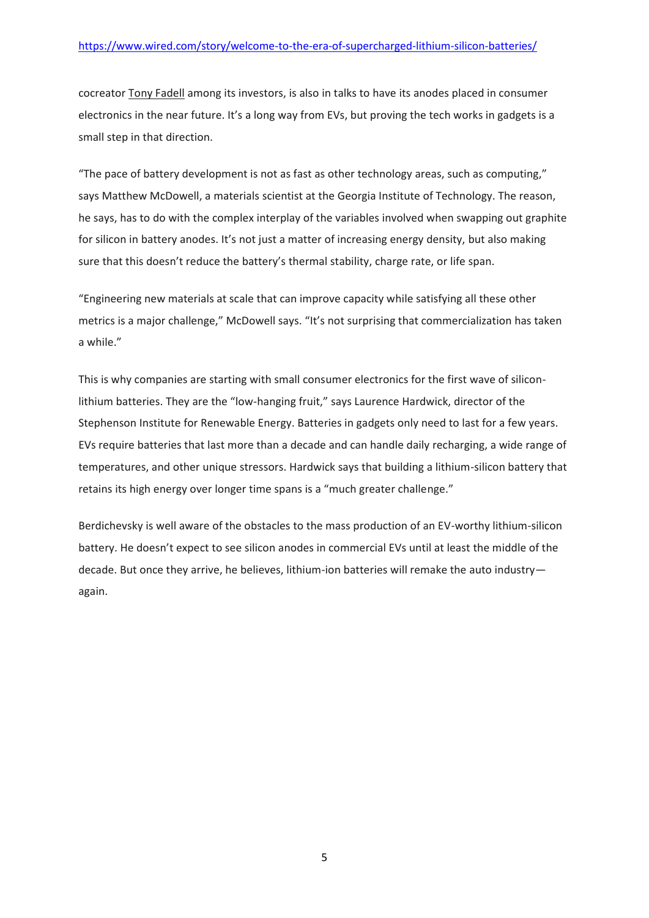cocreator Tony Fadell among its investors, is also in talks to have its anodes placed in consumer electronics in the near future. It's a long way from EVs, but proving the tech works in gadgets is a small step in that direction.

"The pace of battery development is not as fast as other technology areas, such as computing," says Matthew McDowell, a materials scientist at the Georgia Institute of Technology. The reason, he says, has to do with the complex interplay of the variables involved when swapping out graphite for silicon in battery anodes. It's not just a matter of increasing energy density, but also making sure that this doesn't reduce the battery's thermal stability, charge rate, or life span.

"Engineering new materials at scale that can improve capacity while satisfying all these other metrics is a major challenge," McDowell says. "It's not surprising that commercialization has taken a while."

This is why companies are starting with small consumer electronics for the first wave of silicon-lithium batteries. They are the "low-hanging fruit," says Laurence Hardwick, director of the Stephenson Institute for Renewable Energy. Batteries in gadgets only need to last for a few years. EVs require batteries that last more than a decade and can handle daily recharging, a wide range of temperatures, and other unique stressors. Hardwick says that building a lithium-silicon battery that retains its high energy over longer time spans is a "much greater challenge."

Berdichevsky is well aware of the obstacles to the mass production of an EV-worthy lithium-silicon battery. He doesn't expect to see silicon anodes in commercial EVs until at least the middle of the decade. But once they arrive, he believes, lithium-ion batteries will remake the auto industry—again.